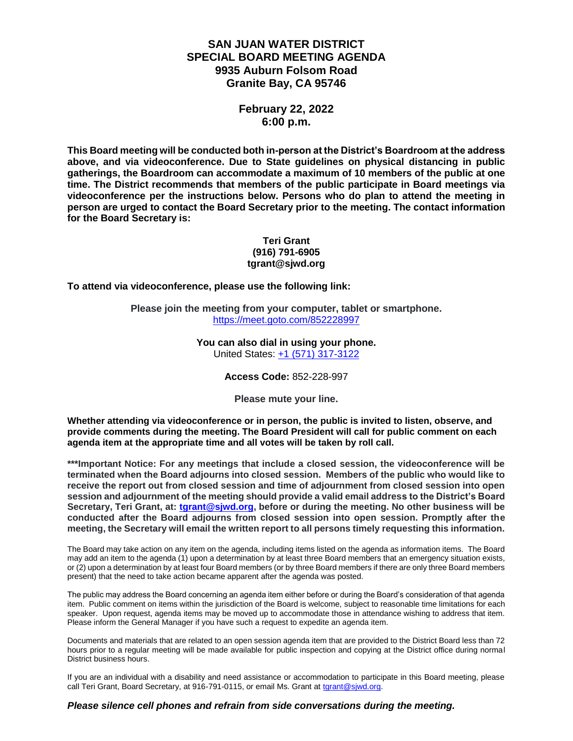# SAN JUAN WATER DISTRICT
# SPECIAL BOARD MEETING AGENDA
## 9935 Auburn Folsom Road
## Granite Bay, CA 95746

## February 22, 2022
## 6:00 p.m.

**This Board meeting will be conducted both in-person at the District's Boardroom at the address above, and via videoconference. Due to State guidelines on physical distancing in public gatherings, the Boardroom can accommodate a maximum of 10 members of the public at one time. The District recommends that members of the public participate in Board meetings via videoconference per the instructions below. Persons who do plan to attend the meeting in person are urged to contact the Board Secretary prior to the meeting. The contact information for the Board Secretary is:**

**Teri Grant**
**(916) 791-6905**
**tgrant@sjwd.org**

**To attend via videoconference, please use the following link:**

**Please join the meeting from your computer, tablet or smartphone.**
https://meet.goto.com/852228997

**You can also dial in using your phone.**
United States: +1 (571) 317-3122

**Access Code:** 852-228-997

**Please mute your line.**

**Whether attending via videoconference or in person, the public is invited to listen, observe, and provide comments during the meeting. The Board President will call for public comment on each agenda item at the appropriate time and all votes will be taken by roll call.**

**\*\*\*Important Notice: For any meetings that include a closed session, the videoconference will be terminated when the Board adjourns into closed session. Members of the public who would like to receive the report out from closed session and time of adjournment from closed session into open session and adjournment of the meeting should provide a valid email address to the District's Board Secretary, Teri Grant, at: tgrant@sjwd.org, before or during the meeting. No other business will be conducted after the Board adjourns from closed session into open session. Promptly after the meeting, the Secretary will email the written report to all persons timely requesting this information.**

The Board may take action on any item on the agenda, including items listed on the agenda as information items. The Board may add an item to the agenda (1) upon a determination by at least three Board members that an emergency situation exists, or (2) upon a determination by at least four Board members (or by three Board members if there are only three Board members present) that the need to take action became apparent after the agenda was posted.

The public may address the Board concerning an agenda item either before or during the Board's consideration of that agenda item. Public comment on items within the jurisdiction of the Board is welcome, subject to reasonable time limitations for each speaker. Upon request, agenda items may be moved up to accommodate those in attendance wishing to address that item. Please inform the General Manager if you have such a request to expedite an agenda item.

Documents and materials that are related to an open session agenda item that are provided to the District Board less than 72 hours prior to a regular meeting will be made available for public inspection and copying at the District office during normal District business hours.

If you are an individual with a disability and need assistance or accommodation to participate in this Board meeting, please call Teri Grant, Board Secretary, at 916-791-0115, or email Ms. Grant at tgrant@sjwd.org.

***Please silence cell phones and refrain from side conversations during the meeting.***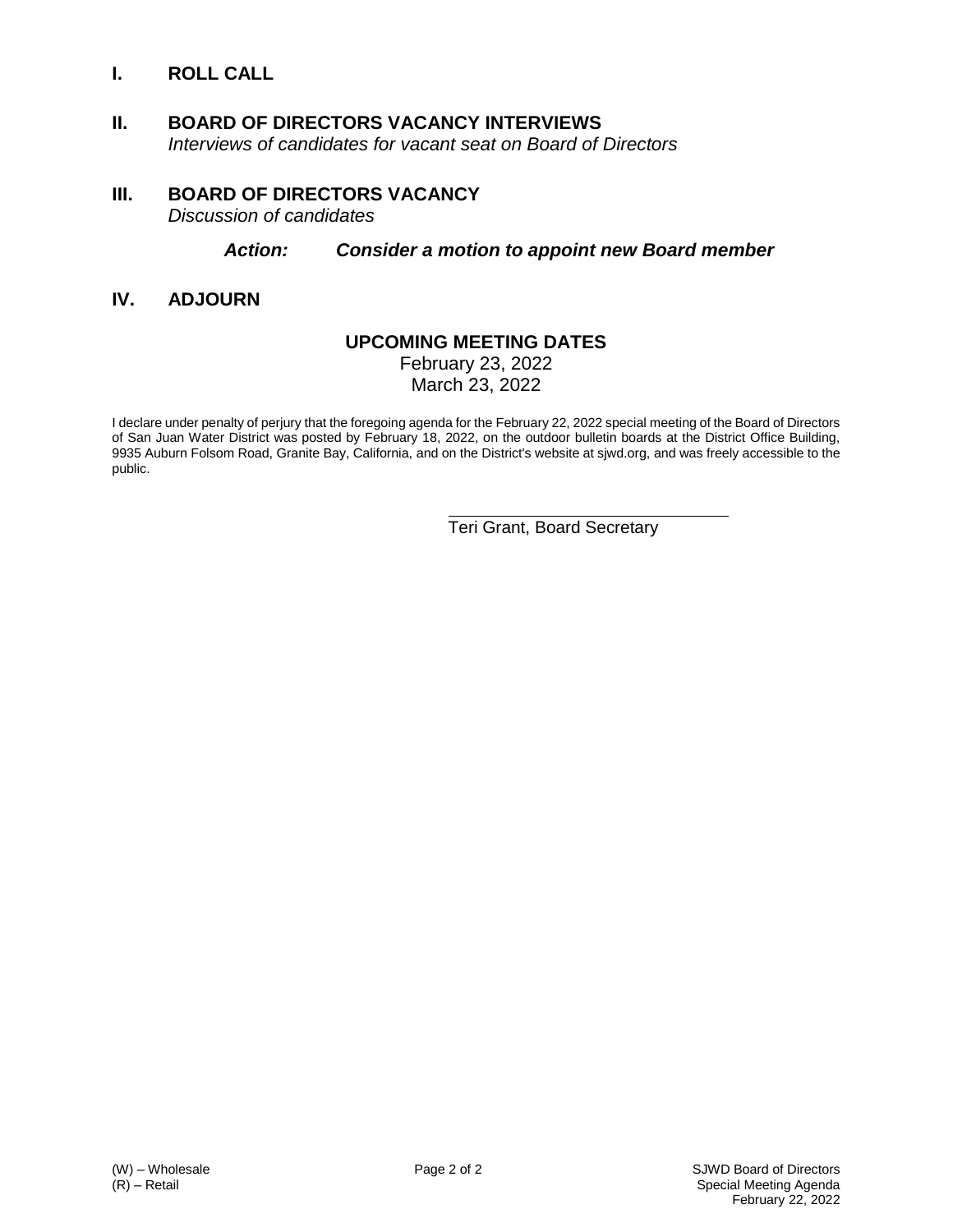## I. ROLL CALL

## II. BOARD OF DIRECTORS VACANCY INTERVIEWS

*Interviews of candidates for vacant seat on Board of Directors*

## III. BOARD OF DIRECTORS VACANCY

*Discussion of candidates*

***Action: Consider a motion to appoint new Board member***

## IV. ADJOURN

### UPCOMING MEETING DATES

February 23, 2022
March 23, 2022

I declare under penalty of perjury that the foregoing agenda for the February 22, 2022 special meeting of the Board of Directors of San Juan Water District was posted by February 18, 2022, on the outdoor bulletin boards at the District Office Building, 9935 Auburn Folsom Road, Granite Bay, California, and on the District's website at sjwd.org, and was freely accessible to the public.

Teri Grant, Board Secretary

(W) – Wholesale
(R) – Retail